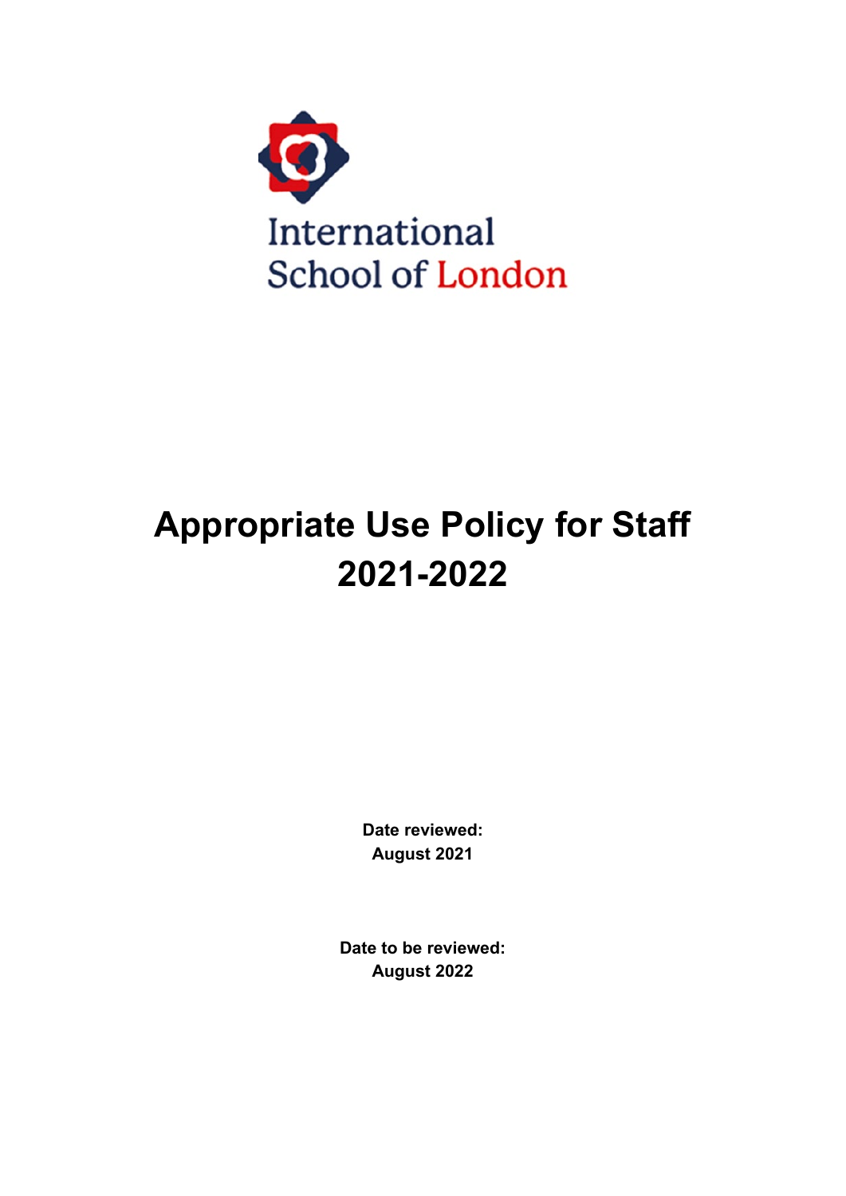International School of London

# Appropriate Use Policy for Staff 2021-2022

**Date reviewed:**
**August 2021**

**Date to be reviewed:**
**August 2022**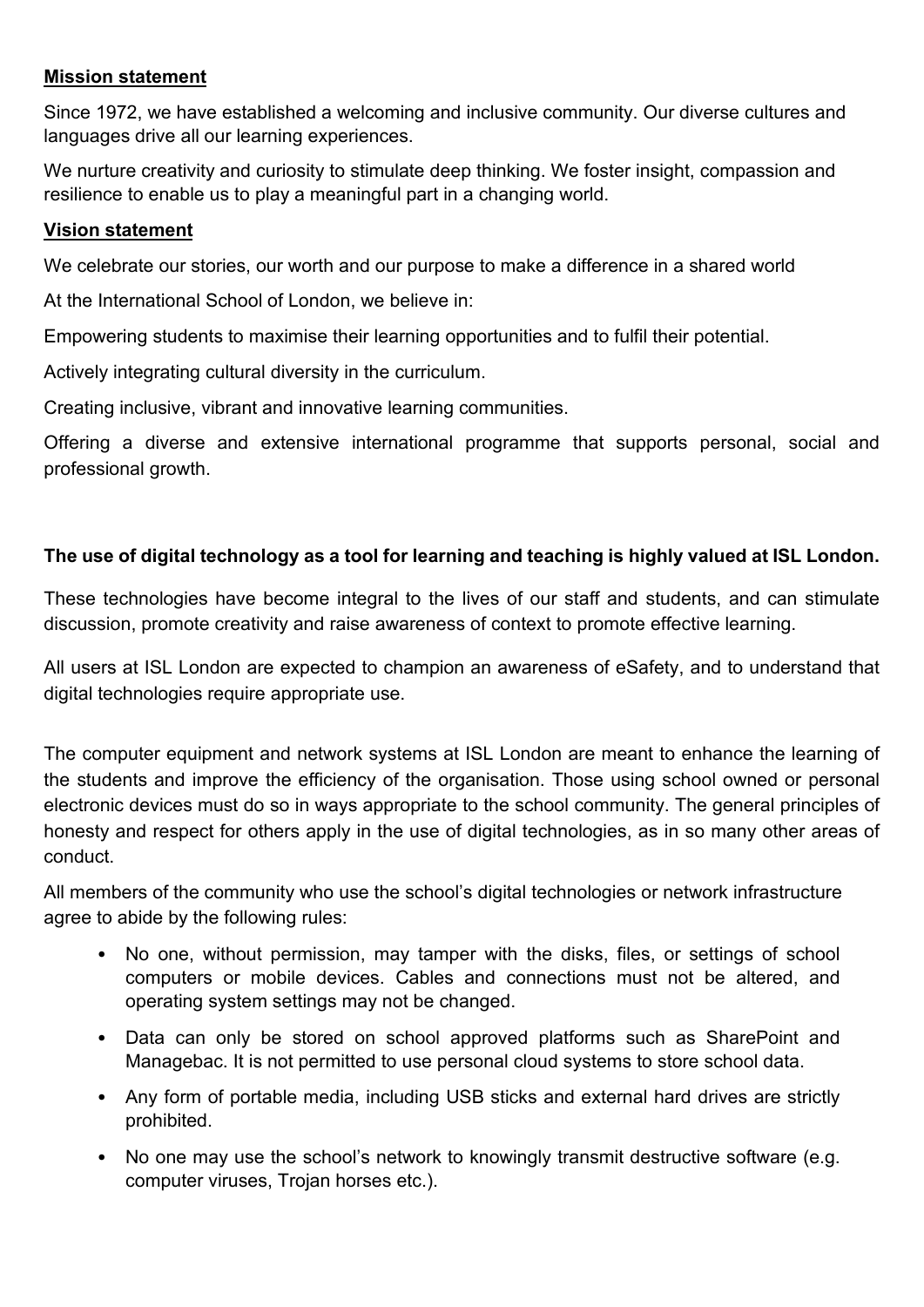**Mission statement**

Since 1972, we have established a welcoming and inclusive community. Our diverse cultures and languages drive all our learning experiences.

We nurture creativity and curiosity to stimulate deep thinking. We foster insight, compassion and resilience to enable us to play a meaningful part in a changing world.

**Vision statement**

We celebrate our stories, our worth and our purpose to make a difference in a shared world

At the International School of London, we believe in:

Empowering students to maximise their learning opportunities and to fulfil their potential.

Actively integrating cultural diversity in the curriculum.

Creating inclusive, vibrant and innovative learning communities.

Offering a diverse and extensive international programme that supports personal, social and professional growth.

**The use of digital technology as a tool for learning and teaching is highly valued at ISL London.**

These technologies have become integral to the lives of our staff and students, and can stimulate discussion, promote creativity and raise awareness of context to promote effective learning.

All users at ISL London are expected to champion an awareness of eSafety, and to understand that digital technologies require appropriate use.

The computer equipment and network systems at ISL London are meant to enhance the learning of the students and improve the efficiency of the organisation. Those using school owned or personal electronic devices must do so in ways appropriate to the school community. The general principles of honesty and respect for others apply in the use of digital technologies, as in so many other areas of conduct.

All members of the community who use the school's digital technologies or network infrastructure agree to abide by the following rules:

- No one, without permission, may tamper with the disks, files, or settings of school computers or mobile devices. Cables and connections must not be altered, and operating system settings may not be changed.
- Data can only be stored on school approved platforms such as SharePoint and Managebac. It is not permitted to use personal cloud systems to store school data.
- Any form of portable media, including USB sticks and external hard drives are strictly prohibited.
- No one may use the school's network to knowingly transmit destructive software (e.g. computer viruses, Trojan horses etc.).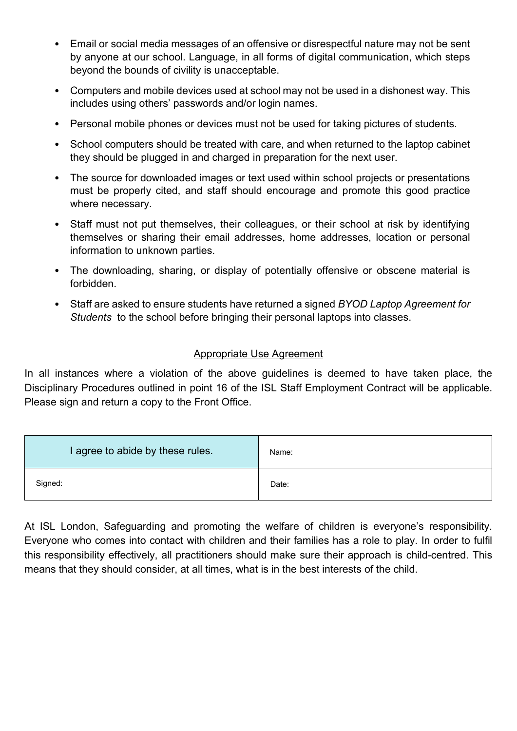- Email or social media messages of an offensive or disrespectful nature may not be sent by anyone at our school. Language, in all forms of digital communication, which steps beyond the bounds of civility is unacceptable.
- Computers and mobile devices used at school may not be used in a dishonest way. This includes using others' passwords and/or login names.
- Personal mobile phones or devices must not be used for taking pictures of students.
- School computers should be treated with care, and when returned to the laptop cabinet they should be plugged in and charged in preparation for the next user.
- The source for downloaded images or text used within school projects or presentations must be properly cited, and staff should encourage and promote this good practice where necessary.
- Staff must not put themselves, their colleagues, or their school at risk by identifying themselves or sharing their email addresses, home addresses, location or personal information to unknown parties.
- The downloading, sharing, or display of potentially offensive or obscene material is forbidden.
- Staff are asked to ensure students have returned a signed *BYOD Laptop Agreement for Students* to the school before bringing their personal laptops into classes.

## Appropriate Use Agreement

In all instances where a violation of the above guidelines is deemed to have taken place, the Disciplinary Procedures outlined in point 16 of the ISL Staff Employment Contract will be applicable. Please sign and return a copy to the Front Office.

| | |
|---|---|
| I agree to abide by these rules. | Name: |
| Signed: | Date: |

At ISL London, Safeguarding and promoting the welfare of children is everyone's responsibility. Everyone who comes into contact with children and their families has a role to play. In order to fulfil this responsibility effectively, all practitioners should make sure their approach is child-centred. This means that they should consider, at all times, what is in the best interests of the child.